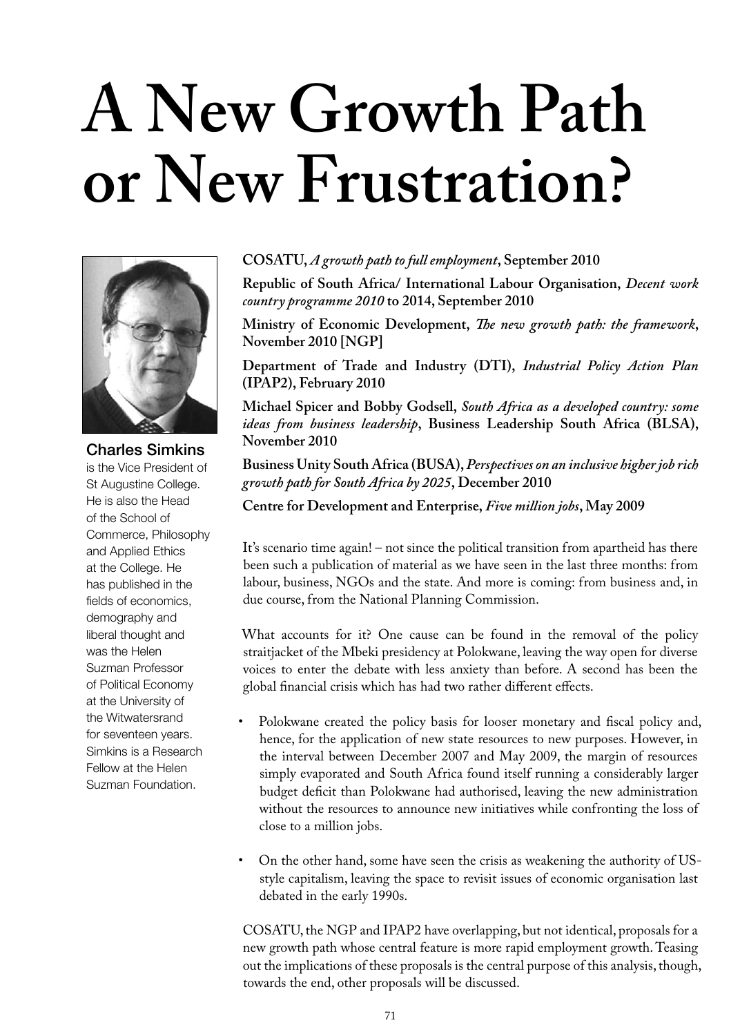# A New Growth Path or New Frustration?

**Charles Simkins** is the Vice President of St Augustine College. He is also the Head of the School of Commerce, Philosophy and Applied Ethics at the College. He has published in the fields of economics, demography and liberal thought and was the Helen Suzman Professor of Political Economy at the University of the Witwatersrand for seventeen years. Simkins is a Research Fellow at the Helen Suzman Foundation.

**COSATU, *A growth path to full employment*, September 2010**

**Republic of South Africa/ International Labour Organisation, *Decent work country programme 2010* to 2014, September 2010**

**Ministry of Economic Development, *The new growth path: the framework*, November 2010 [NGP]**

**Department of Trade and Industry (DTI), *Industrial Policy Action Plan* (IPAP2), February 2010**

**Michael Spicer and Bobby Godsell, *South Africa as a developed country: some ideas from business leadership*, Business Leadership South Africa (BLSA), November 2010**

**Business Unity South Africa (BUSA), *Perspectives on an inclusive higher job rich growth path for South Africa by 2025*, December 2010**

**Centre for Development and Enterprise, *Five million jobs*, May 2009**

It's scenario time again! – not since the political transition from apartheid has there been such a publication of material as we have seen in the last three months: from labour, business, NGOs and the state. And more is coming: from business and, in due course, from the National Planning Commission.

What accounts for it? One cause can be found in the removal of the policy straitjacket of the Mbeki presidency at Polokwane, leaving the way open for diverse voices to enter the debate with less anxiety than before. A second has been the global financial crisis which has had two rather different effects.

- Polokwane created the policy basis for looser monetary and fiscal policy and, hence, for the application of new state resources to new purposes. However, in the interval between December 2007 and May 2009, the margin of resources simply evaporated and South Africa found itself running a considerably larger budget deficit than Polokwane had authorised, leaving the new administration without the resources to announce new initiatives while confronting the loss of close to a million jobs.

- On the other hand, some have seen the crisis as weakening the authority of US-style capitalism, leaving the space to revisit issues of economic organisation last debated in the early 1990s.

COSATU, the NGP and IPAP2 have overlapping, but not identical, proposals for a new growth path whose central feature is more rapid employment growth. Teasing out the implications of these proposals is the central purpose of this analysis, though, towards the end, other proposals will be discussed.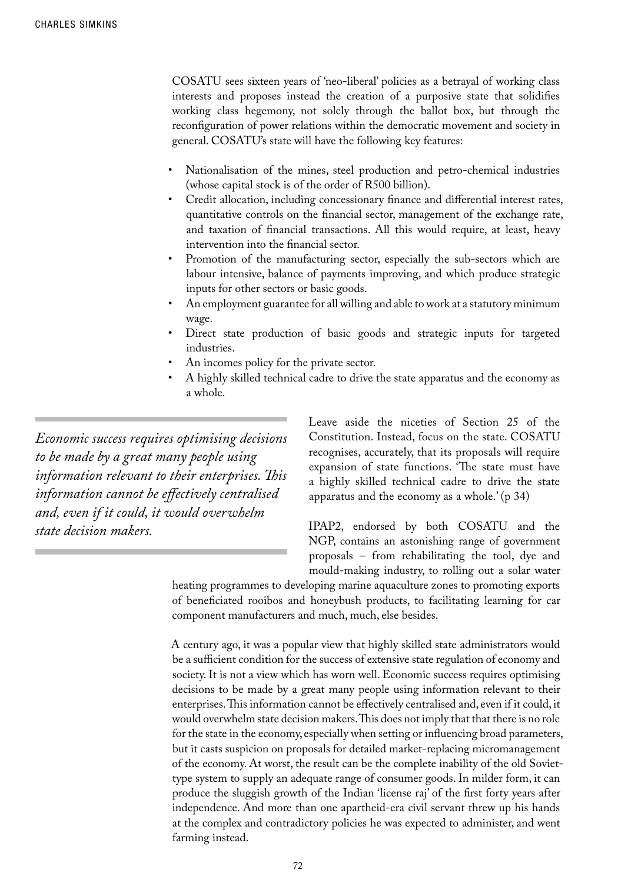COSATU sees sixteen years of 'neo-liberal' policies as a betrayal of working class interests and proposes instead the creation of a purposive state that solidifies working class hegemony, not solely through the ballot box, but through the reconfiguration of power relations within the democratic movement and society in general. COSATU's state will have the following key features:

- Nationalisation of the mines, steel production and petro-chemical industries (whose capital stock is of the order of R500 billion).
- Credit allocation, including concessionary finance and differential interest rates, quantitative controls on the financial sector, management of the exchange rate, and taxation of financial transactions. All this would require, at least, heavy intervention into the financial sector.
- Promotion of the manufacturing sector, especially the sub-sectors which are labour intensive, balance of payments improving, and which produce strategic inputs for other sectors or basic goods.
- An employment guarantee for all willing and able to work at a statutory minimum wage.
- Direct state production of basic goods and strategic inputs for targeted industries.
- An incomes policy for the private sector.
- A highly skilled technical cadre to drive the state apparatus and the economy as a whole.

*Economic success requires optimising decisions to be made by a great many people using information relevant to their enterprises. This information cannot be effectively centralised and, even if it could, it would overwhelm state decision makers.*

Leave aside the niceties of Section 25 of the Constitution. Instead, focus on the state. COSATU recognises, accurately, that its proposals will require expansion of state functions. 'The state must have a highly skilled technical cadre to drive the state apparatus and the economy as a whole.' (p 34)

IPAP2, endorsed by both COSATU and the NGP, contains an astonishing range of government proposals – from rehabilitating the tool, dye and mould-making industry, to rolling out a solar water heating programmes to developing marine aquaculture zones to promoting exports of beneficiated rooibos and honeybush products, to facilitating learning for car component manufacturers and much, much, else besides.

A century ago, it was a popular view that highly skilled state administrators would be a sufficient condition for the success of extensive state regulation of economy and society. It is not a view which has worn well. Economic success requires optimising decisions to be made by a great many people using information relevant to their enterprises. This information cannot be effectively centralised and, even if it could, it would overwhelm state decision makers. This does not imply that that there is no role for the state in the economy, especially when setting or influencing broad parameters, but it casts suspicion on proposals for detailed market-replacing micromanagement of the economy. At worst, the result can be the complete inability of the old Soviet-type system to supply an adequate range of consumer goods. In milder form, it can produce the sluggish growth of the Indian 'license raj' of the first forty years after independence. And more than one apartheid-era civil servant threw up his hands at the complex and contradictory policies he was expected to administer, and went farming instead.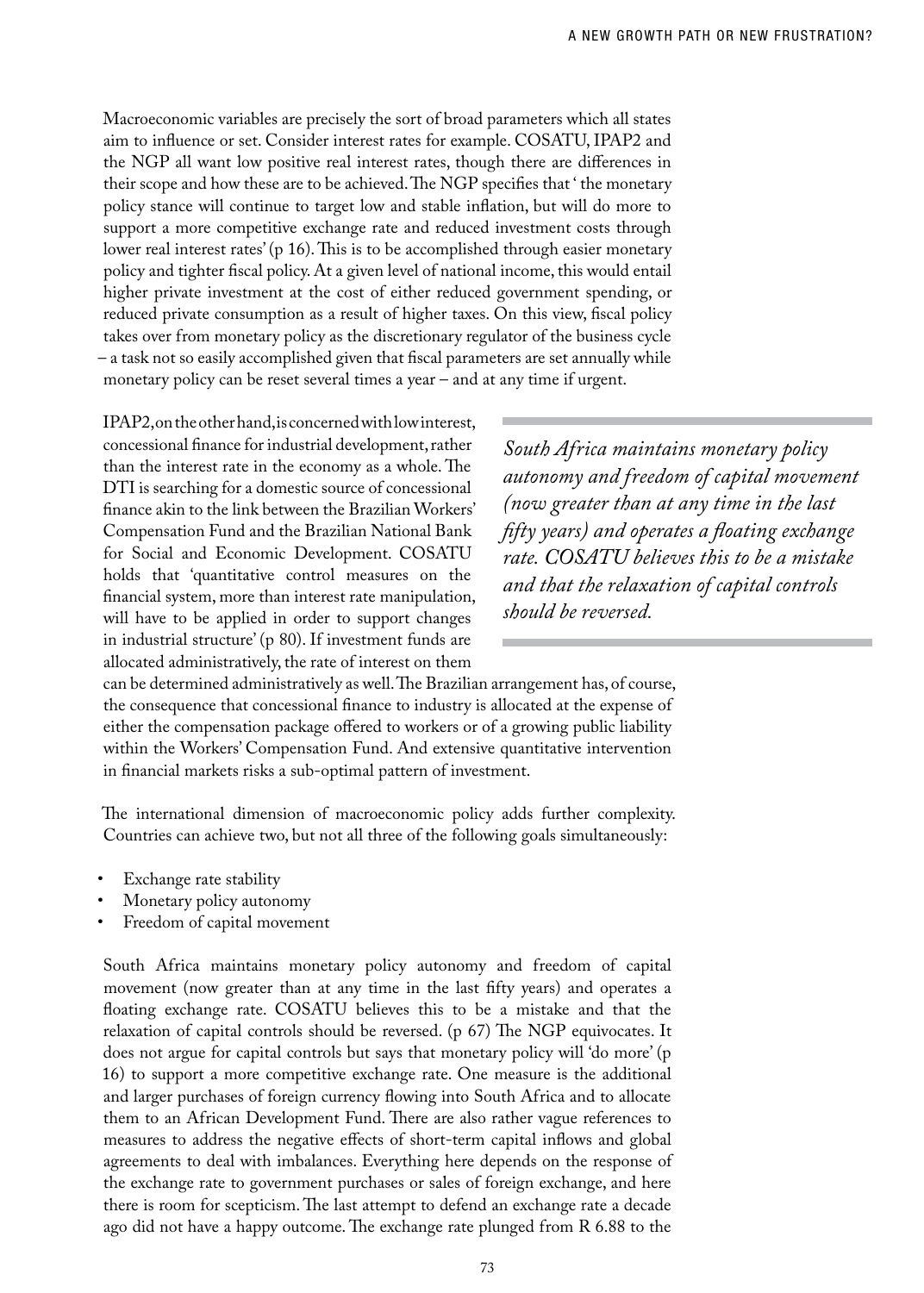Macroeconomic variables are precisely the sort of broad parameters which all states aim to influence or set. Consider interest rates for example. COSATU, IPAP2 and the NGP all want low positive real interest rates, though there are differences in their scope and how these are to be achieved. The NGP specifies that ' the monetary policy stance will continue to target low and stable inflation, but will do more to support a more competitive exchange rate and reduced investment costs through lower real interest rates' (p 16). This is to be accomplished through easier monetary policy and tighter fiscal policy. At a given level of national income, this would entail higher private investment at the cost of either reduced government spending, or reduced private consumption as a result of higher taxes. On this view, fiscal policy takes over from monetary policy as the discretionary regulator of the business cycle – a task not so easily accomplished given that fiscal parameters are set annually while monetary policy can be reset several times a year – and at any time if urgent.

IPAP2, on the other hand, is concerned with low interest, concessional finance for industrial development, rather than the interest rate in the economy as a whole. The DTI is searching for a domestic source of concessional finance akin to the link between the Brazilian Workers' Compensation Fund and the Brazilian National Bank for Social and Economic Development. COSATU holds that 'quantitative control measures on the financial system, more than interest rate manipulation, will have to be applied in order to support changes in industrial structure' (p 80). If investment funds are allocated administratively, the rate of interest on them can be determined administratively as well. The Brazilian arrangement has, of course, the consequence that concessional finance to industry is allocated at the expense of either the compensation package offered to workers or of a growing public liability within the Workers' Compensation Fund. And extensive quantitative intervention in financial markets risks a sub-optimal pattern of investment.

*South Africa maintains monetary policy autonomy and freedom of capital movement (now greater than at any time in the last fifty years) and operates a floating exchange rate. COSATU believes this to be a mistake and that the relaxation of capital controls should be reversed.*

The international dimension of macroeconomic policy adds further complexity. Countries can achieve two, but not all three of the following goals simultaneously:

- Exchange rate stability
- Monetary policy autonomy
- Freedom of capital movement

South Africa maintains monetary policy autonomy and freedom of capital movement (now greater than at any time in the last fifty years) and operates a floating exchange rate. COSATU believes this to be a mistake and that the relaxation of capital controls should be reversed. (p 67) The NGP equivocates. It does not argue for capital controls but says that monetary policy will 'do more' (p 16) to support a more competitive exchange rate. One measure is the additional and larger purchases of foreign currency flowing into South Africa and to allocate them to an African Development Fund. There are also rather vague references to measures to address the negative effects of short-term capital inflows and global agreements to deal with imbalances. Everything here depends on the response of the exchange rate to government purchases or sales of foreign exchange, and here there is room for scepticism. The last attempt to defend an exchange rate a decade ago did not have a happy outcome. The exchange rate plunged from R 6.88 to the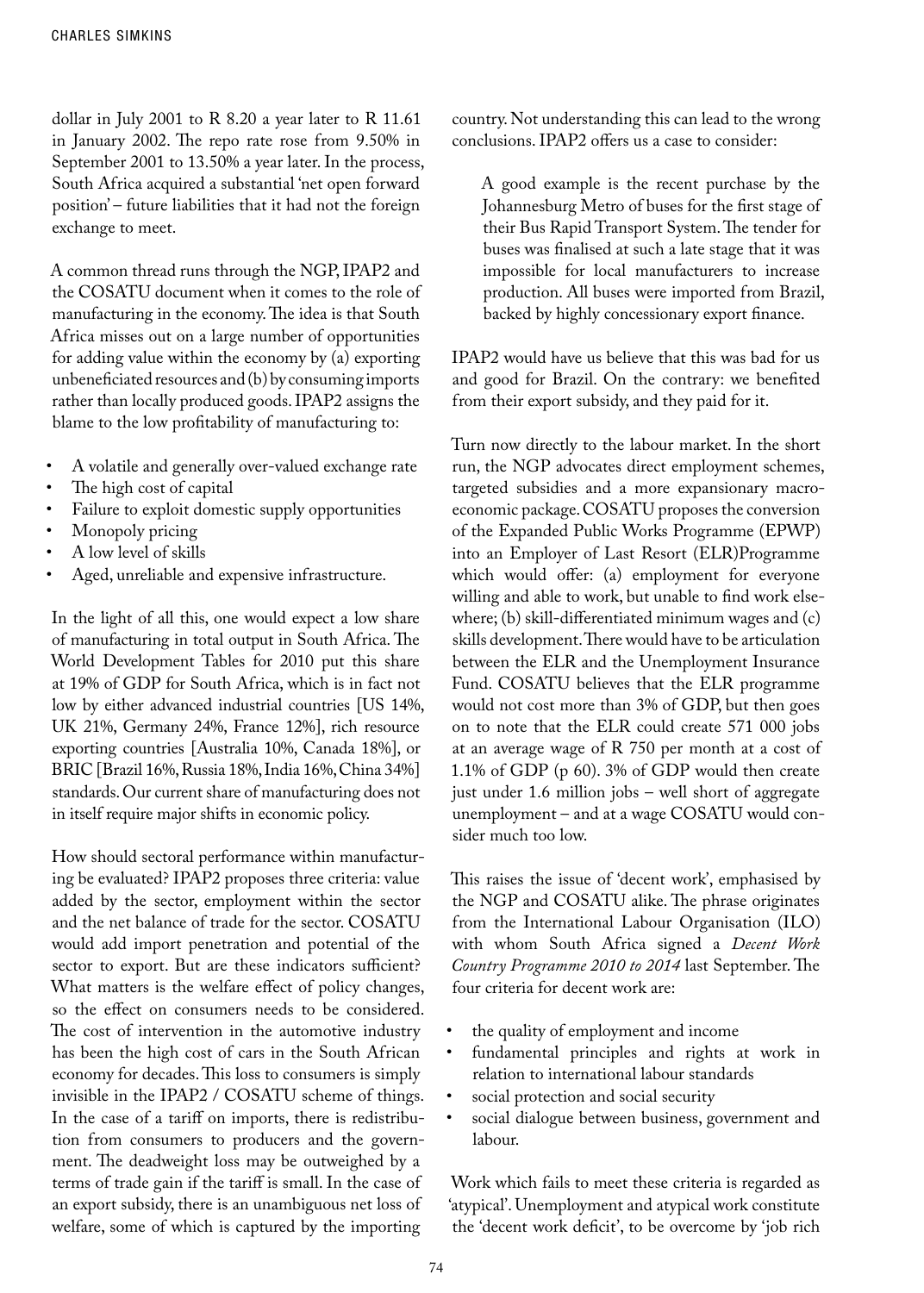dollar in July 2001 to R 8.20 a year later to R 11.61 in January 2002. The repo rate rose from 9.50% in September 2001 to 13.50% a year later. In the process, South Africa acquired a substantial 'net open forward position' – future liabilities that it had not the foreign exchange to meet.

A common thread runs through the NGP, IPAP2 and the COSATU document when it comes to the role of manufacturing in the economy. The idea is that South Africa misses out on a large number of opportunities for adding value within the economy by (a) exporting unbeneficiated resources and (b) by consuming imports rather than locally produced goods. IPAP2 assigns the blame to the low profitability of manufacturing to:

- A volatile and generally over-valued exchange rate
- The high cost of capital
- Failure to exploit domestic supply opportunities
- Monopoly pricing
- A low level of skills
- Aged, unreliable and expensive infrastructure.

In the light of all this, one would expect a low share of manufacturing in total output in South Africa. The World Development Tables for 2010 put this share at 19% of GDP for South Africa, which is in fact not low by either advanced industrial countries [US 14%, UK 21%, Germany 24%, France 12%], rich resource exporting countries [Australia 10%, Canada 18%], or BRIC [Brazil 16%, Russia 18%, India 16%, China 34%] standards. Our current share of manufacturing does not in itself require major shifts in economic policy.

How should sectoral performance within manufacturing be evaluated? IPAP2 proposes three criteria: value added by the sector, employment within the sector and the net balance of trade for the sector. COSATU would add import penetration and potential of the sector to export. But are these indicators sufficient? What matters is the welfare effect of policy changes, so the effect on consumers needs to be considered. The cost of intervention in the automotive industry has been the high cost of cars in the South African economy for decades. This loss to consumers is simply invisible in the IPAP2 / COSATU scheme of things. In the case of a tariff on imports, there is redistribution from consumers to producers and the government. The deadweight loss may be outweighed by a terms of trade gain if the tariff is small. In the case of an export subsidy, there is an unambiguous net loss of welfare, some of which is captured by the importing country. Not understanding this can lead to the wrong conclusions. IPAP2 offers us a case to consider:

> A good example is the recent purchase by the Johannesburg Metro of buses for the first stage of their Bus Rapid Transport System. The tender for buses was finalised at such a late stage that it was impossible for local manufacturers to increase production. All buses were imported from Brazil, backed by highly concessionary export finance.

IPAP2 would have us believe that this was bad for us and good for Brazil. On the contrary: we benefited from their export subsidy, and they paid for it.

Turn now directly to the labour market. In the short run, the NGP advocates direct employment schemes, targeted subsidies and a more expansionary macroeconomic package. COSATU proposes the conversion of the Expanded Public Works Programme (EPWP) into an Employer of Last Resort (ELR)Programme which would offer: (a) employment for everyone willing and able to work, but unable to find work elsewhere; (b) skill-differentiated minimum wages and (c) skills development. There would have to be articulation between the ELR and the Unemployment Insurance Fund. COSATU believes that the ELR programme would not cost more than 3% of GDP, but then goes on to note that the ELR could create 571 000 jobs at an average wage of R 750 per month at a cost of 1.1% of GDP (p 60). 3% of GDP would then create just under 1.6 million jobs – well short of aggregate unemployment – and at a wage COSATU would consider much too low.

This raises the issue of 'decent work', emphasised by the NGP and COSATU alike. The phrase originates from the International Labour Organisation (ILO) with whom South Africa signed a *Decent Work Country Programme 2010 to 2014* last September. The four criteria for decent work are:

- the quality of employment and income
- fundamental principles and rights at work in relation to international labour standards
- social protection and social security
- social dialogue between business, government and labour.

Work which fails to meet these criteria is regarded as 'atypical'. Unemployment and atypical work constitute the 'decent work deficit', to be overcome by 'job rich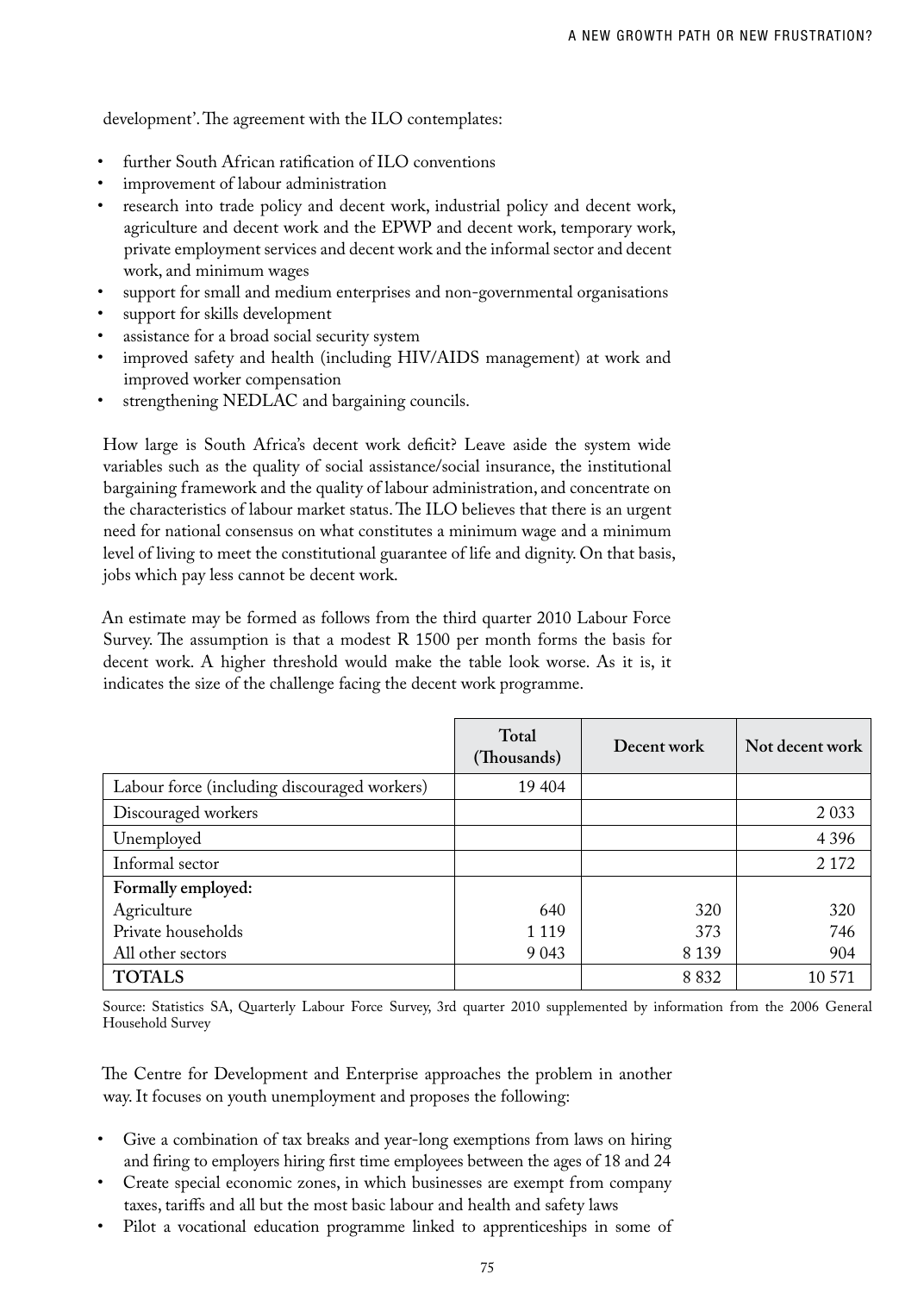development'. The agreement with the ILO contemplates:

- further South African ratification of ILO conventions
- improvement of labour administration
- research into trade policy and decent work, industrial policy and decent work, agriculture and decent work and the EPWP and decent work, temporary work, private employment services and decent work and the informal sector and decent work, and minimum wages
- support for small and medium enterprises and non-governmental organisations
- support for skills development
- assistance for a broad social security system
- improved safety and health (including HIV/AIDS management) at work and improved worker compensation
- strengthening NEDLAC and bargaining councils.

How large is South Africa's decent work deficit? Leave aside the system wide variables such as the quality of social assistance/social insurance, the institutional bargaining framework and the quality of labour administration, and concentrate on the characteristics of labour market status. The ILO believes that there is an urgent need for national consensus on what constitutes a minimum wage and a minimum level of living to meet the constitutional guarantee of life and dignity. On that basis, jobs which pay less cannot be decent work.

An estimate may be formed as follows from the third quarter 2010 Labour Force Survey. The assumption is that a modest R 1500 per month forms the basis for decent work. A higher threshold would make the table look worse. As it is, it indicates the size of the challenge facing the decent work programme.

| | Total (Thousands) | Decent work | Not decent work |
|---|---|---|---|
| Labour force (including discouraged workers) | 19 404 | | |
| Discouraged workers | | | 2 033 |
| Unemployed | | | 4 396 |
| Informal sector | | | 2 172 |
| **Formally employed:** | | | |
| Agriculture | 640 | 320 | 320 |
| Private households | 1 119 | 373 | 746 |
| All other sectors | 9 043 | 8 139 | 904 |
| **TOTALS** | | 8 832 | 10 571 |

Source: Statistics SA, Quarterly Labour Force Survey, 3rd quarter 2010 supplemented by information from the 2006 General Household Survey

The Centre for Development and Enterprise approaches the problem in another way. It focuses on youth unemployment and proposes the following:

- Give a combination of tax breaks and year-long exemptions from laws on hiring and firing to employers hiring first time employees between the ages of 18 and 24
- Create special economic zones, in which businesses are exempt from company taxes, tariffs and all but the most basic labour and health and safety laws
- Pilot a vocational education programme linked to apprenticeships in some of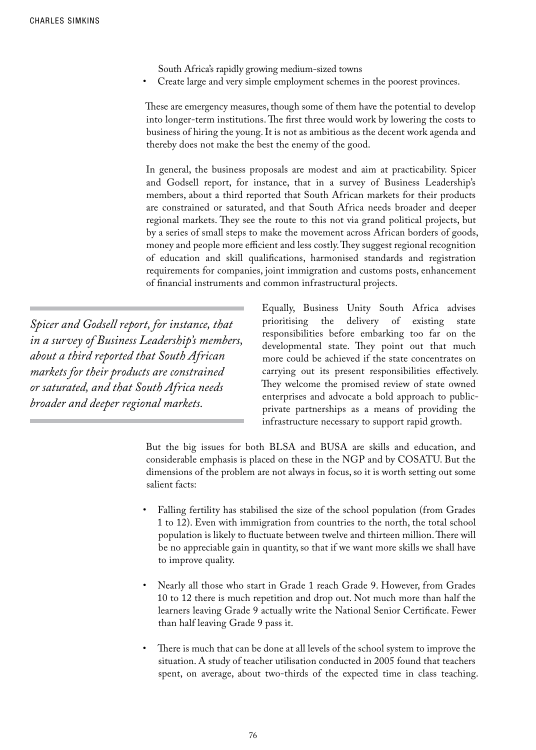South Africa's rapidly growing medium-sized towns
- Create large and very simple employment schemes in the poorest provinces.

These are emergency measures, though some of them have the potential to develop into longer-term institutions. The first three would work by lowering the costs to business of hiring the young. It is not as ambitious as the decent work agenda and thereby does not make the best the enemy of the good.

In general, the business proposals are modest and aim at practicability. Spicer and Godsell report, for instance, that in a survey of Business Leadership's members, about a third reported that South African markets for their products are constrained or saturated, and that South Africa needs broader and deeper regional markets. They see the route to this not via grand political projects, but by a series of small steps to make the movement across African borders of goods, money and people more efficient and less costly. They suggest regional recognition of education and skill qualifications, harmonised standards and registration requirements for companies, joint immigration and customs posts, enhancement of financial instruments and common infrastructural projects.

> *Spicer and Godsell report, for instance, that in a survey of Business Leadership's members, about a third reported that South African markets for their products are constrained or saturated, and that South Africa needs broader and deeper regional markets.*

Equally, Business Unity South Africa advises prioritising the delivery of existing state responsibilities before embarking too far on the developmental state. They point out that much more could be achieved if the state concentrates on carrying out its present responsibilities effectively. They welcome the promised review of state owned enterprises and advocate a bold approach to public-private partnerships as a means of providing the infrastructure necessary to support rapid growth.

But the big issues for both BLSA and BUSA are skills and education, and considerable emphasis is placed on these in the NGP and by COSATU. But the dimensions of the problem are not always in focus, so it is worth setting out some salient facts:

- Falling fertility has stabilised the size of the school population (from Grades 1 to 12). Even with immigration from countries to the north, the total school population is likely to fluctuate between twelve and thirteen million. There will be no appreciable gain in quantity, so that if we want more skills we shall have to improve quality.

- Nearly all those who start in Grade 1 reach Grade 9. However, from Grades 10 to 12 there is much repetition and drop out. Not much more than half the learners leaving Grade 9 actually write the National Senior Certificate. Fewer than half leaving Grade 9 pass it.

- There is much that can be done at all levels of the school system to improve the situation. A study of teacher utilisation conducted in 2005 found that teachers spent, on average, about two-thirds of the expected time in class teaching.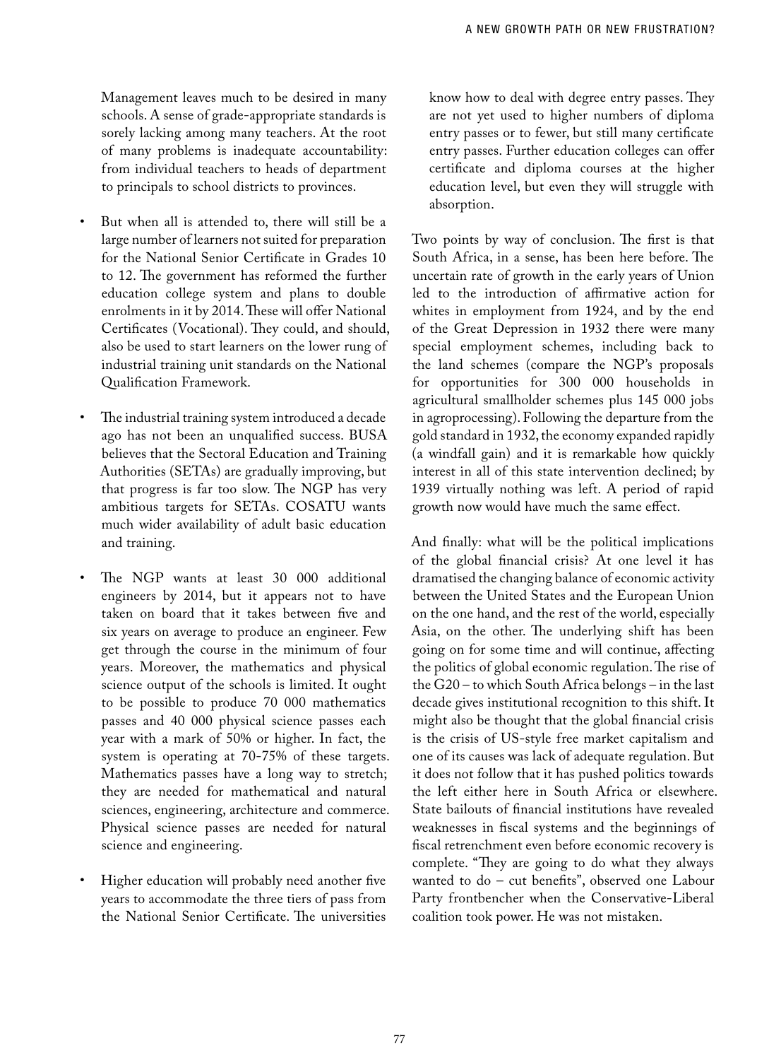Management leaves much to be desired in many schools. A sense of grade-appropriate standards is sorely lacking among many teachers. At the root of many problems is inadequate accountability: from individual teachers to heads of department to principals to school districts to provinces.

- But when all is attended to, there will still be a large number of learners not suited for preparation for the National Senior Certificate in Grades 10 to 12. The government has reformed the further education college system and plans to double enrolments in it by 2014. These will offer National Certificates (Vocational). They could, and should, also be used to start learners on the lower rung of industrial training unit standards on the National Qualification Framework.
- The industrial training system introduced a decade ago has not been an unqualified success. BUSA believes that the Sectoral Education and Training Authorities (SETAs) are gradually improving, but that progress is far too slow. The NGP has very ambitious targets for SETAs. COSATU wants much wider availability of adult basic education and training.
- The NGP wants at least 30 000 additional engineers by 2014, but it appears not to have taken on board that it takes between five and six years on average to produce an engineer. Few get through the course in the minimum of four years. Moreover, the mathematics and physical science output of the schools is limited. It ought to be possible to produce 70 000 mathematics passes and 40 000 physical science passes each year with a mark of 50% or higher. In fact, the system is operating at 70-75% of these targets. Mathematics passes have a long way to stretch; they are needed for mathematical and natural sciences, engineering, architecture and commerce. Physical science passes are needed for natural science and engineering.
- Higher education will probably need another five years to accommodate the three tiers of pass from the National Senior Certificate. The universities know how to deal with degree entry passes. They are not yet used to higher numbers of diploma entry passes or to fewer, but still many certificate entry passes. Further education colleges can offer certificate and diploma courses at the higher education level, but even they will struggle with absorption.

Two points by way of conclusion. The first is that South Africa, in a sense, has been here before. The uncertain rate of growth in the early years of Union led to the introduction of affirmative action for whites in employment from 1924, and by the end of the Great Depression in 1932 there were many special employment schemes, including back to the land schemes (compare the NGP's proposals for opportunities for 300 000 households in agricultural smallholder schemes plus 145 000 jobs in agroprocessing). Following the departure from the gold standard in 1932, the economy expanded rapidly (a windfall gain) and it is remarkable how quickly interest in all of this state intervention declined; by 1939 virtually nothing was left. A period of rapid growth now would have much the same effect.

And finally: what will be the political implications of the global financial crisis? At one level it has dramatised the changing balance of economic activity between the United States and the European Union on the one hand, and the rest of the world, especially Asia, on the other. The underlying shift has been going on for some time and will continue, affecting the politics of global economic regulation. The rise of the G20 – to which South Africa belongs – in the last decade gives institutional recognition to this shift. It might also be thought that the global financial crisis is the crisis of US-style free market capitalism and one of its causes was lack of adequate regulation. But it does not follow that it has pushed politics towards the left either here in South Africa or elsewhere. State bailouts of financial institutions have revealed weaknesses in fiscal systems and the beginnings of fiscal retrenchment even before economic recovery is complete. "They are going to do what they always wanted to do – cut benefits", observed one Labour Party frontbencher when the Conservative-Liberal coalition took power. He was not mistaken.